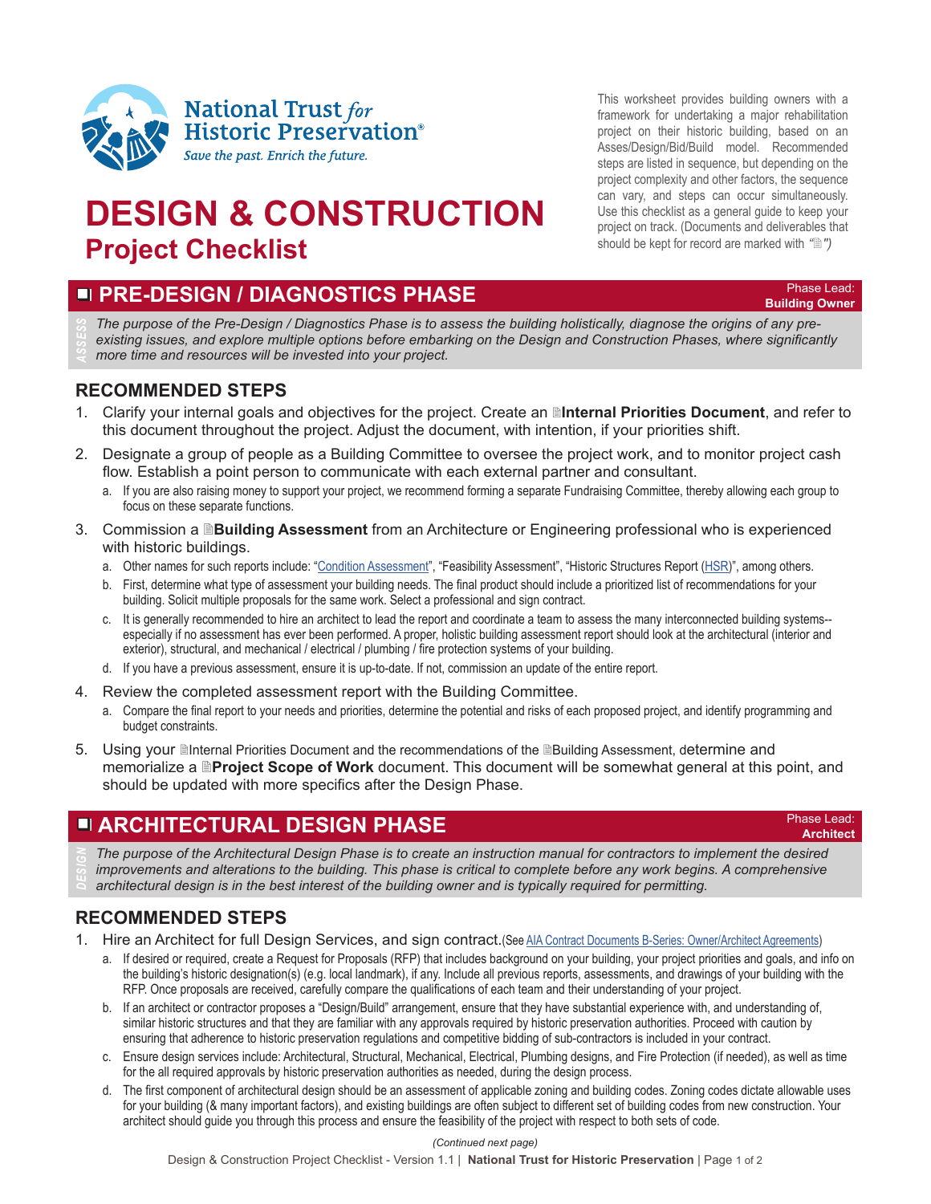National Trust *for* Historic Preservation®

*Save the past. Enrich the future.*

# DESIGN & CONSTRUCTION

## Project Checklist

This worksheet provides building owners with a framework for undertaking a major rehabilitation project on their historic building, based on an Asses/Design/Bid/Build model. Recommended steps are listed in sequence, but depending on the project complexity and other factors, the sequence can vary, and steps can occur simultaneously. Use this checklist as a general guide to keep your project on track. (Documents and deliverables that should be kept for record are marked with "🗎")

## ☐ PRE-DESIGN / DIAGNOSTICS PHASE

Phase Lead: **Building Owner**

ASSESS

*The purpose of the Pre-Design / Diagnostics Phase is to assess the building holistically, diagnose the origins of any pre-existing issues, and explore multiple options before embarking on the Design and Construction Phases, where significantly more time and resources will be invested into your project.*

### RECOMMENDED STEPS

1. Clarify your internal goals and objectives for the project. Create an 🗎**Internal Priorities Document**, and refer to this document throughout the project. Adjust the document, with intention, if your priorities shift.
2. Designate a group of people as a Building Committee to oversee the project work, and to monitor project cash flow. Establish a point person to communicate with each external partner and consultant.
   a. If you are also raising money to support your project, we recommend forming a separate Fundraising Committee, thereby allowing each group to focus on these separate functions.
3. Commission a 🗎**Building Assessment** from an Architecture or Engineering professional who is experienced with historic buildings.
   a. Other names for such reports include: "Condition Assessment", "Feasibility Assessment", "Historic Structures Report (HSR)", among others.
   b. First, determine what type of assessment your building needs. The final product should include a prioritized list of recommendations for your building. Solicit multiple proposals for the same work. Select a professional and sign contract.
   c. It is generally recommended to hire an architect to lead the report and coordinate a team to assess the many interconnected building systems--especially if no assessment has ever been performed. A proper, holistic building assessment report should look at the architectural (interior and exterior), structural, and mechanical / electrical / plumbing / fire protection systems of your building.
   d. If you have a previous assessment, ensure it is up-to-date. If not, commission an update of the entire report.
4. Review the completed assessment report with the Building Committee.
   a. Compare the final report to your needs and priorities, determine the potential and risks of each proposed project, and identify programming and budget constraints.
5. Using your 🗎Internal Priorities Document and the recommendations of the 🗎Building Assessment, determine and memorialize a 🗎**Project Scope of Work** document. This document will be somewhat general at this point, and should be updated with more specifics after the Design Phase.

## ☐ ARCHITECTURAL DESIGN PHASE

Phase Lead: **Architect**

DESIGN

*The purpose of the Architectural Design Phase is to create an instruction manual for contractors to implement the desired improvements and alterations to the building. This phase is critical to complete before any work begins. A comprehensive architectural design is in the best interest of the building owner and is typically required for permitting.*

### RECOMMENDED STEPS

1. Hire an Architect for full Design Services, and sign contract. (See AIA Contract Documents B-Series: Owner/Architect Agreements)
   a. If desired or required, create a Request for Proposals (RFP) that includes background on your building, your project priorities and goals, and info on the building's historic designation(s) (e.g. local landmark), if any. Include all previous reports, assessments, and drawings of your building with the RFP. Once proposals are received, carefully compare the qualifications of each team and their understanding of your project.
   b. If an architect or contractor proposes a "Design/Build" arrangement, ensure that they have substantial experience with, and understanding of, similar historic structures and that they are familiar with any approvals required by historic preservation authorities. Proceed with caution by ensuring that adherence to historic preservation regulations and competitive bidding of sub-contractors is included in your contract.
   c. Ensure design services include: Architectural, Structural, Mechanical, Electrical, Plumbing designs, and Fire Protection (if needed), as well as time for the all required approvals by historic preservation authorities as needed, during the design process.
   d. The first component of architectural design should be an assessment of applicable zoning and building codes. Zoning codes dictate allowable uses for your building (& many important factors), and existing buildings are often subject to different set of building codes from new construction. Your architect should guide you through this process and ensure the feasibility of the project with respect to both sets of code.

*(Continued next page)*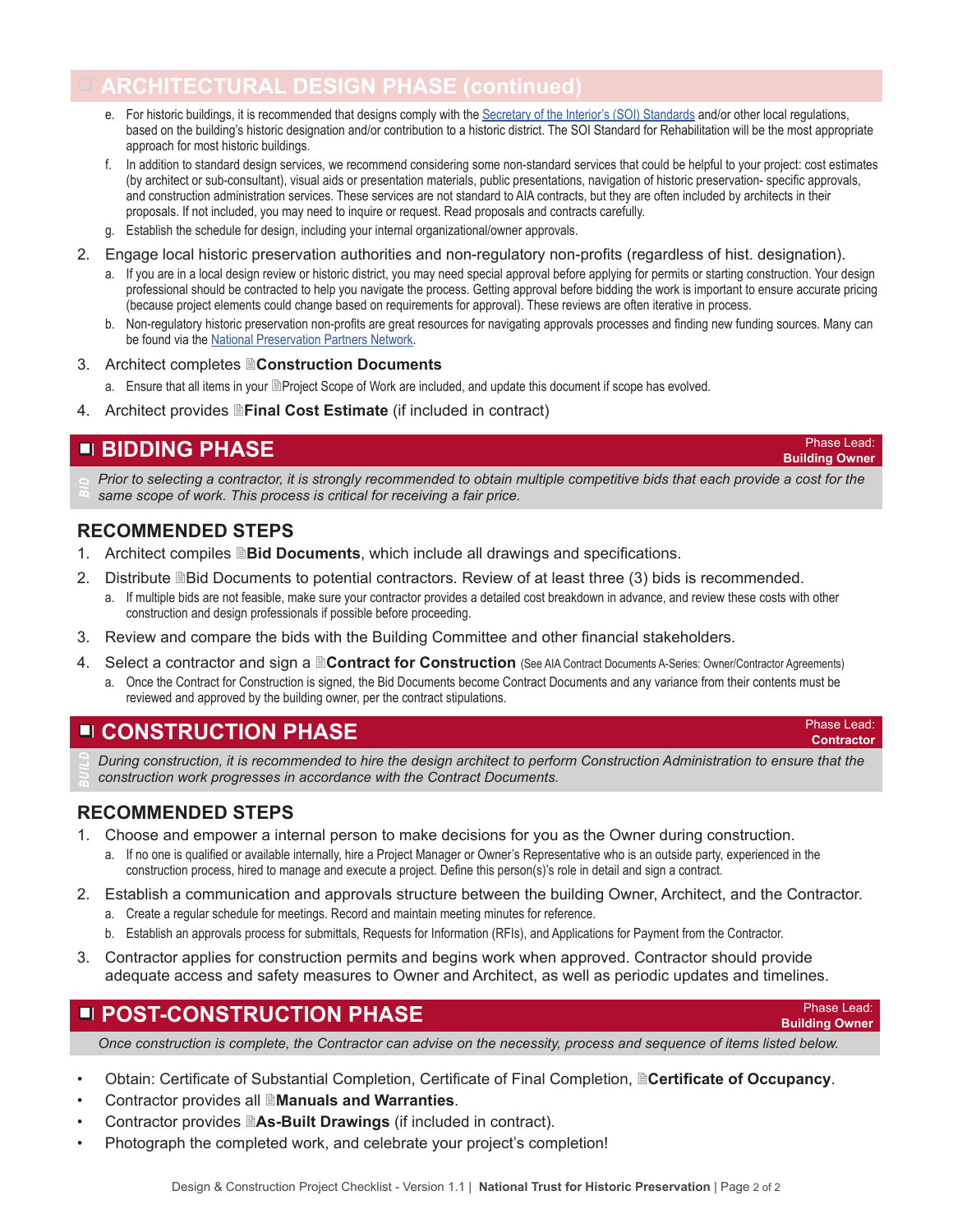## ARCHITECTURAL DESIGN PHASE (continued)

   e. For historic buildings, it is recommended that designs comply with the Secretary of the Interior's (SOI) Standards and/or other local regulations, based on the building's historic designation and/or contribution to a historic district. The SOI Standard for Rehabilitation will be the most appropriate approach for most historic buildings.
   f. In addition to standard design services, we recommend considering some non-standard services that could be helpful to your project: cost estimates (by architect or sub-consultant), visual aids or presentation materials, public presentations, navigation of historic preservation- specific approvals, and construction administration services. These services are not standard to AIA contracts, but they are often included by architects in their proposals. If not included, you may need to inquire or request. Read proposals and contracts carefully.
   g. Establish the schedule for design, including your internal organizational/owner approvals.

2. Engage local historic preservation authorities and non-regulatory non-profits (regardless of hist. designation).
   a. If you are in a local design review or historic district, you may need special approval before applying for permits or starting construction. Your design professional should be contracted to help you navigate the process. Getting approval before bidding the work is important to ensure accurate pricing (because project elements could change based on requirements for approval). These reviews are often iterative in process.
   b. Non-regulatory historic preservation non-profits are great resources for navigating approvals processes and finding new funding sources. Many can be found via the National Preservation Partners Network.
3. Architect completes **Construction Documents**
   a. Ensure that all items in your Project Scope of Work are included, and update this document if scope has evolved.
4. Architect provides **Final Cost Estimate** (if included in contract)

## BIDDING PHASE

Phase Lead: **Building Owner**

*Prior to selecting a contractor, it is strongly recommended to obtain multiple competitive bids that each provide a cost for the same scope of work. This process is critical for receiving a fair price.*

### RECOMMENDED STEPS

1. Architect compiles **Bid Documents**, which include all drawings and specifications.
2. Distribute Bid Documents to potential contractors. Review of at least three (3) bids is recommended.
   a. If multiple bids are not feasible, make sure your contractor provides a detailed cost breakdown in advance, and review these costs with other construction and design professionals if possible before proceeding.
3. Review and compare the bids with the Building Committee and other financial stakeholders.
4. Select a contractor and sign a **Contract for Construction** (See AIA Contract Documents A-Series: Owner/Contractor Agreements)
   a. Once the Contract for Construction is signed, the Bid Documents become Contract Documents and any variance from their contents must be reviewed and approved by the building owner, per the contract stipulations.

## CONSTRUCTION PHASE

Phase Lead: **Contractor**

*During construction, it is recommended to hire the design architect to perform Construction Administration to ensure that the construction work progresses in accordance with the Contract Documents.*

### RECOMMENDED STEPS

1. Choose and empower a internal person to make decisions for you as the Owner during construction.
   a. If no one is qualified or available internally, hire a Project Manager or Owner's Representative who is an outside party, experienced in the construction process, hired to manage and execute a project. Define this person(s)'s role in detail and sign a contract.
2. Establish a communication and approvals structure between the building Owner, Architect, and the Contractor.
   a. Create a regular schedule for meetings. Record and maintain meeting minutes for reference.
   b. Establish an approvals process for submittals, Requests for Information (RFIs), and Applications for Payment from the Contractor.
3. Contractor applies for construction permits and begins work when approved. Contractor should provide adequate access and safety measures to Owner and Architect, as well as periodic updates and timelines.

## POST-CONSTRUCTION PHASE

Phase Lead: **Building Owner**

*Once construction is complete, the Contractor can advise on the necessity, process and sequence of items listed below.*

- Obtain: Certificate of Substantial Completion, Certificate of Final Completion, **Certificate of Occupancy**.
- Contractor provides all **Manuals and Warranties**.
- Contractor provides **As-Built Drawings** (if included in contract).
- Photograph the completed work, and celebrate your project's completion!